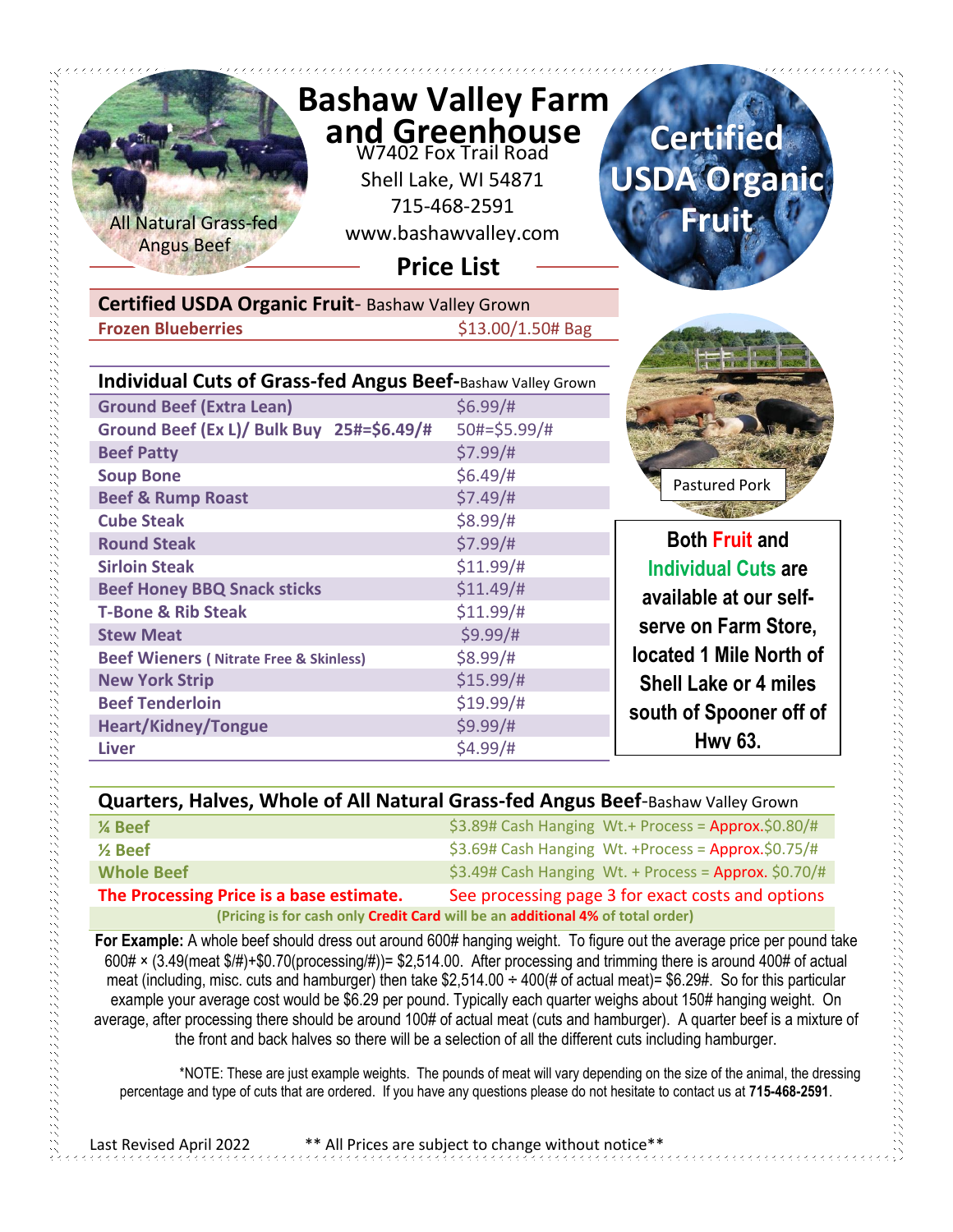# Bashaw Valley Farm and Greenhouse

W7402 Fox Trail Road
Shell Lake, WI 54871
715-468-2591
www.bashawvalley.com

All Natural Grass-fed Angus Beef

Certified USDA Organic Fruit

## Price List

| Certified USDA Organic Fruit- Bashaw Valley Grown | |
|---|---|
| **Frozen Blueberries** | $13.00/1.50# Bag |

| Individual Cuts of Grass-fed Angus Beef-Bashaw Valley Grown | |
|---|---|
| **Ground Beef (Extra Lean)** | $6.99/# |
| **Ground Beef (Ex L)/ Bulk Buy 25#=$6.49/#** | 50#=$5.99/# |
| **Beef Patty** | $7.99/# |
| **Soup Bone** | $6.49/# |
| **Beef & Rump Roast** | $7.49/# |
| **Cube Steak** | $8.99/# |
| **Round Steak** | $7.99/# |
| **Sirloin Steak** | $11.99/# |
| **Beef Honey BBQ Snack sticks** | $11.49/# |
| **T-Bone & Rib Steak** | $11.99/# |
| **Stew Meat** | $9.99/# |
| **Beef Wieners (Nitrate Free & Skinless)** | $8.99/# |
| **New York Strip** | $15.99/# |
| **Beef Tenderloin** | $19.99/# |
| **Heart/Kidney/Tongue** | $9.99/# |
| **Liver** | $4.99/# |

Pastured Pork

**Both Fruit and Individual Cuts are available at our self-serve on Farm Store, located 1 Mile North of Shell Lake or 4 miles south of Spooner off of Hwy 63.**

| Quarters, Halves, Whole of All Natural Grass-fed Angus Beef-Bashaw Valley Grown | |
|---|---|
| **¼ Beef** | $3.89# Cash Hanging Wt.+ Process = Approx.$0.80/# |
| **½ Beef** | $3.69# Cash Hanging Wt. +Process = Approx.$0.75/# |
| **Whole Beef** | $3.49# Cash Hanging Wt. + Process = Approx. $0.70/# |
| **The Processing Price is a base estimate.** | See processing page 3 for exact costs and options |

**(Pricing is for cash only Credit Card will be an additional 4% of total order)**

**For Example:** A whole beef should dress out around 600# hanging weight. To figure out the average price per pound take 600# × (3.49(meat $/#)+$0.70(processing/#))= $2,514.00. After processing and trimming there is around 400# of actual meat (including, misc. cuts and hamburger) then take $2,514.00 ÷ 400(# of actual meat)= $6.29#. So for this particular example your average cost would be $6.29 per pound. Typically each quarter weighs about 150# hanging weight. On average, after processing there should be around 100# of actual meat (cuts and hamburger). A quarter beef is a mixture of the front and back halves so there will be a selection of all the different cuts including hamburger.

*NOTE: These are just example weights. The pounds of meat will vary depending on the size of the animal, the dressing percentage and type of cuts that are ordered. If you have any questions please do not hesitate to contact us at **715-468-2591**.

Last Revised April 2022 ** All Prices are subject to change without notice**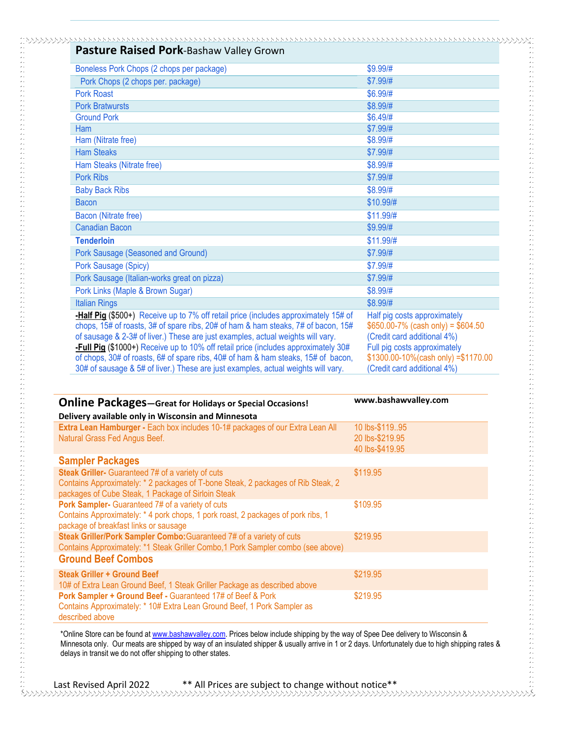## Pasture Raised Pork-Bashaw Valley Grown

| Item | Price |
|---|---|
| Boneless Pork Chops (2 chops per package) | $9.99/# |
| Pork Chops (2 chops per. package) | $7.99/# |
| Pork Roast | $6.99/# |
| Pork Bratwursts | $8.99/# |
| Ground Pork | $6.49/# |
| Ham | $7.99/# |
| Ham (Nitrate free) | $8.99/# |
| Ham Steaks | $7.99/# |
| Ham Steaks (Nitrate free) | $8.99/# |
| Pork Ribs | $7.99/# |
| Baby Back Ribs | $8.99/# |
| Bacon | $10.99/# |
| Bacon (Nitrate free) | $11.99/# |
| Canadian Bacon | $9.99/# |
| **Tenderloin** | $11.99/# |
| Pork Sausage (Seasoned and Ground) | $7.99/# |
| Pork Sausage (Spicy) | $7.99/# |
| Pork Sausage (Italian-works great on pizza) | $7.99/# |
| Pork Links (Maple & Brown Sugar) | $8.99/# |
| Italian Rings | $8.99/# |
| **-Half Pig** ($500+) Receive up to 7% off retail price (includes approximately 15# of chops, 15# of roasts, 3# of spare ribs, 20# of ham & ham steaks, 7# of bacon, 15# of sausage & 2-3# of liver.) These are just examples, actual weights will vary. | Half pig costs approximately $650.00-7% (cash only) = $604.50 (Credit card additional 4%) |
| **-Full Pig** ($1000+) Receive up to 10% off retail price (includes approximately 30# of chops, 30# of roasts, 6# of spare ribs, 40# of ham & ham steaks, 15# of bacon, 30# of sausage & 5# of liver.) These are just examples, actual weights will vary. | Full pig costs approximately $1300.00-10%(cash only) =$1170.00 (Credit card additional 4%) |

## Online Packages—Great for Holidays or Special Occasions!

**www.bashawvalley.com**

**Delivery available only in Wisconsin and Minnesota**

| Item | Price |
|---|---|
| **Extra Lean Hamburger -** Each box includes 10-1# packages of our Extra Lean All Natural Grass Fed Angus Beef. | 10 lbs-$119..95<br>20 lbs-$219.95<br>40 lbs-$419.95 |
| **Sampler Packages** | |
| **Steak Griller-** Guaranteed 7# of a variety of cuts<br>Contains Approximately: * 2 packages of T-bone Steak, 2 packages of Rib Steak, 2 packages of Cube Steak, 1 Package of Sirloin Steak | $119.95 |
| **Pork Sampler-** Guaranteed 7# of a variety of cuts<br>Contains Approximately: * 4 pork chops, 1 pork roast, 2 packages of pork ribs, 1 package of breakfast links or sausage | $109.95 |
| **Steak Griller/Pork Sampler Combo:** Guaranteed 7# of a variety of cuts<br>Contains Approximately: *1 Steak Griller Combo,1 Pork Sampler combo (see above) | $219.95 |
| **Ground Beef Combos** | |
| **Steak Griller + Ground Beef**<br>10# of Extra Lean Ground Beef, 1 Steak Griller Package as described above | $219.95 |
| **Pork Sampler + Ground Beef -** Guaranteed 17# of Beef & Pork<br>Contains Approximately: * 10# Extra Lean Ground Beef, 1 Pork Sampler as described above | $219.95 |

*Online Store can be found at www.bashawvalley.com. Prices below include shipping by the way of Spee Dee delivery to Wisconsin & Minnesota only. Our meats are shipped by way of an insulated shipper & usually arrive in 1 or 2 days. Unfortunately due to high shipping rates & delays in transit we do not offer shipping to other states.

Last Revised April 2022 ** All Prices are subject to change without notice**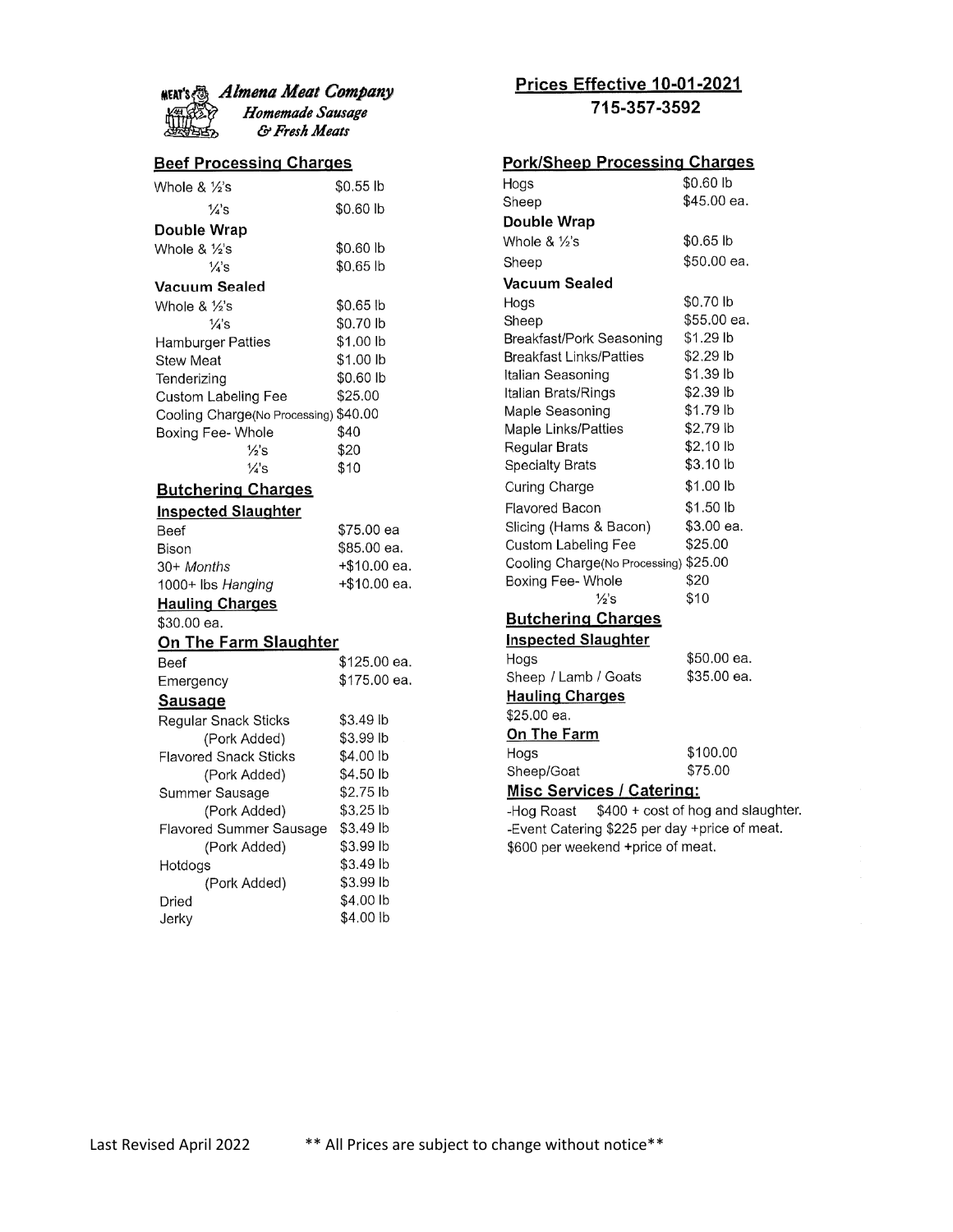**Almena Meat Company**
*Homemade Sausage & Fresh Meats*

## Prices Effective 10-01-2021
## 715-357-3592

### Beef Processing Charges

| | |
|---|---|
| Whole & ½'s | $0.55 lb |
| ¼'s | $0.60 lb |
| **Double Wrap** | |
| Whole & ½'s | $0.60 lb |
| ¼'s | $0.65 lb |
| **Vacuum Sealed** | |
| Whole & ½'s | $0.65 lb |
| ¼'s | $0.70 lb |
| Hamburger Patties | $1.00 lb |
| Stew Meat | $1.00 lb |
| Tenderizing | $0.60 lb |
| Custom Labeling Fee | $25.00 |
| Cooling Charge(No Processing) | $40.00 |
| Boxing Fee- Whole | $40 |
| ½'s | $20 |
| ¼'s | $10 |

### Butchering Charges

#### Inspected Slaughter

| | |
|---|---|
| Beef | $75.00 ea |
| Bison | $85.00 ea. |
| 30+ *Months* | +$10.00 ea. |
| 1000+ lbs *Hanging* | +$10.00 ea. |

#### Hauling Charges

$30.00 ea.

#### On The Farm Slaughter

| | |
|---|---|
| Beef | $125.00 ea. |
| Emergency | $175.00 ea. |

#### Sausage

| | |
|---|---|
| Regular Snack Sticks | $3.49 lb |
| (Pork Added) | $3.99 lb |
| Flavored Snack Sticks | $4.00 lb |
| (Pork Added) | $4.50 lb |
| Summer Sausage | $2.75 lb |
| (Pork Added) | $3.25 lb |
| Flavored Summer Sausage | $3.49 lb |
| (Pork Added) | $3.99 lb |
| Hotdogs | $3.49 lb |
| (Pork Added) | $3.99 lb |
| Dried | $4.00 lb |
| Jerky | $4.00 lb |

### Pork/Sheep Processing Charges

| | |
|---|---|
| Hogs | $0.60 lb |
| Sheep | $45.00 ea. |
| **Double Wrap** | |
| Whole & ½'s | $0.65 lb |
| Sheep | $50.00 ea. |
| **Vacuum Sealed** | |
| Hogs | $0.70 lb |
| Sheep | $55.00 ea. |
| Breakfast/Pork Seasoning | $1.29 lb |
| Breakfast Links/Patties | $2.29 lb |
| Italian Seasoning | $1.39 lb |
| Italian Brats/Rings | $2.39 lb |
| Maple Seasoning | $1.79 lb |
| Maple Links/Patties | $2.79 lb |
| Regular Brats | $2.10 lb |
| Specialty Brats | $3.10 lb |
| Curing Charge | $1.00 lb |
| Flavored Bacon | $1.50 lb |
| Slicing (Hams & Bacon) | $3.00 ea. |
| Custom Labeling Fee | $25.00 |
| Cooling Charge(No Processing) | $25.00 |
| Boxing Fee- Whole | $20 |
| ½'s | $10 |

### Butchering Charges

#### Inspected Slaughter

| | |
|---|---|
| Hogs | $50.00 ea. |
| Sheep / Lamb / Goats | $35.00 ea. |

#### Hauling Charges

$25.00 ea.

#### On The Farm

| | |
|---|---|
| Hogs | $100.00 |
| Sheep/Goat | $75.00 |

#### Misc Services / Catering:

- Hog Roast $400 + cost of hog and slaughter.
- Event Catering $225 per day +price of meat. $600 per weekend +price of meat.

Last Revised April 2022 ** All Prices are subject to change without notice**